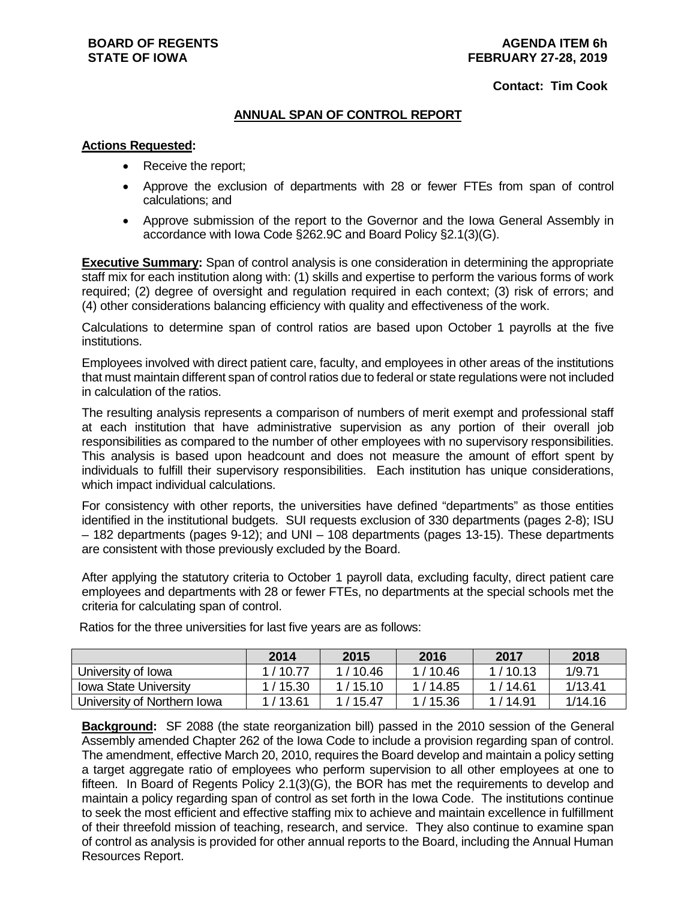**BOARD OF REGENTS**
**STATE OF IOWA**

**AGENDA ITEM 6h**
**FEBRUARY 27-28, 2019**

**Contact: Tim Cook**

## ANNUAL SPAN OF CONTROL REPORT

**Actions Requested:**

- Receive the report;
- Approve the exclusion of departments with 28 or fewer FTEs from span of control calculations; and
- Approve submission of the report to the Governor and the Iowa General Assembly in accordance with Iowa Code §262.9C and Board Policy §2.1(3)(G).

**Executive Summary:** Span of control analysis is one consideration in determining the appropriate staff mix for each institution along with: (1) skills and expertise to perform the various forms of work required; (2) degree of oversight and regulation required in each context; (3) risk of errors; and (4) other considerations balancing efficiency with quality and effectiveness of the work.

Calculations to determine span of control ratios are based upon October 1 payrolls at the five institutions.

Employees involved with direct patient care, faculty, and employees in other areas of the institutions that must maintain different span of control ratios due to federal or state regulations were not included in calculation of the ratios.

The resulting analysis represents a comparison of numbers of merit exempt and professional staff at each institution that have administrative supervision as any portion of their overall job responsibilities as compared to the number of other employees with no supervisory responsibilities. This analysis is based upon headcount and does not measure the amount of effort spent by individuals to fulfill their supervisory responsibilities. Each institution has unique considerations, which impact individual calculations.

For consistency with other reports, the universities have defined "departments" as those entities identified in the institutional budgets. SUI requests exclusion of 330 departments (pages 2-8); ISU – 182 departments (pages 9-12); and UNI – 108 departments (pages 13-15). These departments are consistent with those previously excluded by the Board.

After applying the statutory criteria to October 1 payroll data, excluding faculty, direct patient care employees and departments with 28 or fewer FTEs, no departments at the special schools met the criteria for calculating span of control.

Ratios for the three universities for last five years are as follows:

| | 2014 | 2015 | 2016 | 2017 | 2018 |
|---|---|---|---|---|---|
| University of Iowa | 1 / 10.77 | 1 / 10.46 | 1 / 10.46 | 1 / 10.13 | 1/9.71 |
| Iowa State University | 1 / 15.30 | 1 / 15.10 | 1 / 14.85 | 1 / 14.61 | 1/13.41 |
| University of Northern Iowa | 1 / 13.61 | 1 / 15.47 | 1 / 15.36 | 1 / 14.91 | 1/14.16 |

**Background:** SF 2088 (the state reorganization bill) passed in the 2010 session of the General Assembly amended Chapter 262 of the Iowa Code to include a provision regarding span of control. The amendment, effective March 20, 2010, requires the Board develop and maintain a policy setting a target aggregate ratio of employees who perform supervision to all other employees at one to fifteen. In Board of Regents Policy 2.1(3)(G), the BOR has met the requirements to develop and maintain a policy regarding span of control as set forth in the Iowa Code. The institutions continue to seek the most efficient and effective staffing mix to achieve and maintain excellence in fulfillment of their threefold mission of teaching, research, and service. They also continue to examine span of control as analysis is provided for other annual reports to the Board, including the Annual Human Resources Report.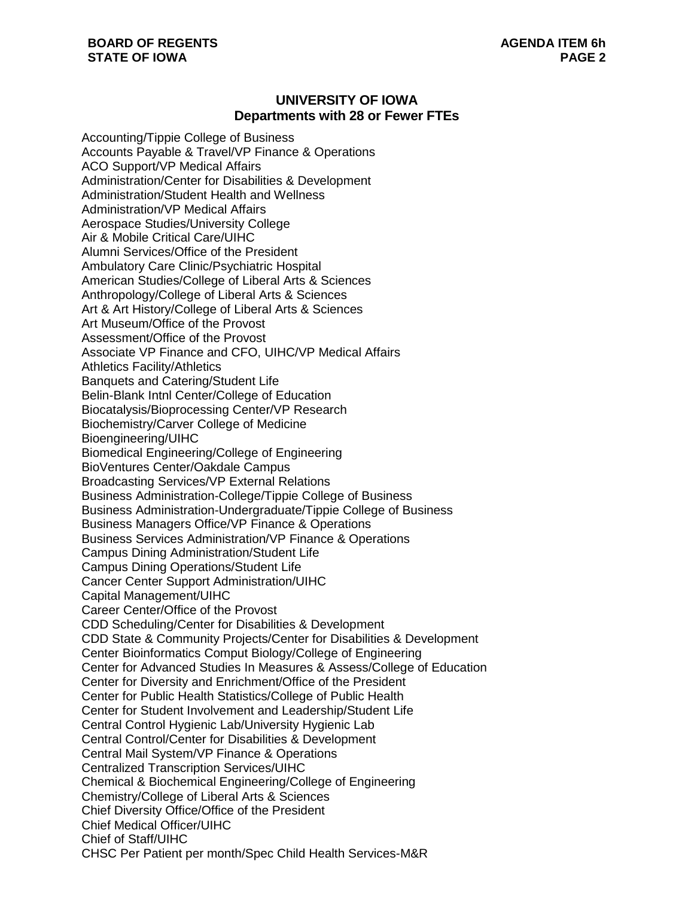## UNIVERSITY OF IOWA
### Departments with 28 or Fewer FTEs

Accounting/Tippie College of Business
Accounts Payable & Travel/VP Finance & Operations
ACO Support/VP Medical Affairs
Administration/Center for Disabilities & Development
Administration/Student Health and Wellness
Administration/VP Medical Affairs
Aerospace Studies/University College
Air & Mobile Critical Care/UIHC
Alumni Services/Office of the President
Ambulatory Care Clinic/Psychiatric Hospital
American Studies/College of Liberal Arts & Sciences
Anthropology/College of Liberal Arts & Sciences
Art & Art History/College of Liberal Arts & Sciences
Art Museum/Office of the Provost
Assessment/Office of the Provost
Associate VP Finance and CFO, UIHC/VP Medical Affairs
Athletics Facility/Athletics
Banquets and Catering/Student Life
Belin-Blank Intnl Center/College of Education
Biocatalysis/Bioprocessing Center/VP Research
Biochemistry/Carver College of Medicine
Bioengineering/UIHC
Biomedical Engineering/College of Engineering
BioVentures Center/Oakdale Campus
Broadcasting Services/VP External Relations
Business Administration-College/Tippie College of Business
Business Administration-Undergraduate/Tippie College of Business
Business Managers Office/VP Finance & Operations
Business Services Administration/VP Finance & Operations
Campus Dining Administration/Student Life
Campus Dining Operations/Student Life
Cancer Center Support Administration/UIHC
Capital Management/UIHC
Career Center/Office of the Provost
CDD Scheduling/Center for Disabilities & Development
CDD State & Community Projects/Center for Disabilities & Development
Center Bioinformatics Comput Biology/College of Engineering
Center for Advanced Studies In Measures & Assess/College of Education
Center for Diversity and Enrichment/Office of the President
Center for Public Health Statistics/College of Public Health
Center for Student Involvement and Leadership/Student Life
Central Control Hygienic Lab/University Hygienic Lab
Central Control/Center for Disabilities & Development
Central Mail System/VP Finance & Operations
Centralized Transcription Services/UIHC
Chemical & Biochemical Engineering/College of Engineering
Chemistry/College of Liberal Arts & Sciences
Chief Diversity Office/Office of the President
Chief Medical Officer/UIHC
Chief of Staff/UIHC
CHSC Per Patient per month/Spec Child Health Services-M&R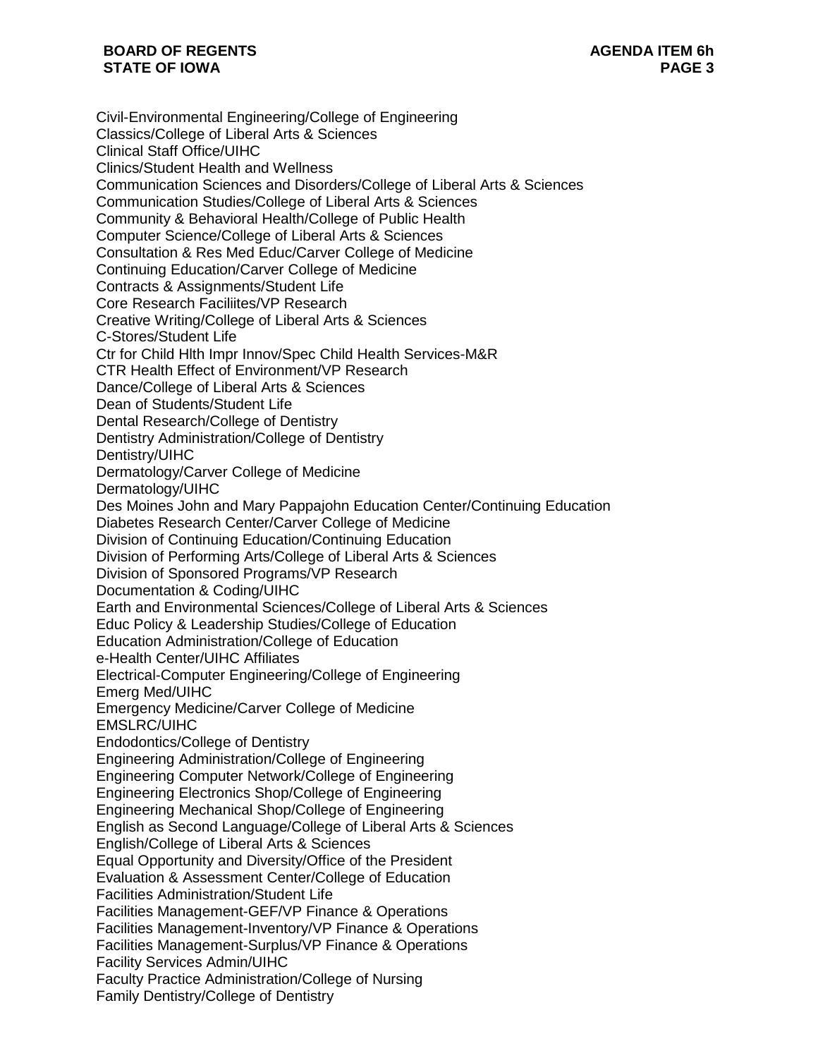Civil-Environmental Engineering/College of Engineering
Classics/College of Liberal Arts & Sciences
Clinical Staff Office/UIHC
Clinics/Student Health and Wellness
Communication Sciences and Disorders/College of Liberal Arts & Sciences
Communication Studies/College of Liberal Arts & Sciences
Community & Behavioral Health/College of Public Health
Computer Science/College of Liberal Arts & Sciences
Consultation & Res Med Educ/Carver College of Medicine
Continuing Education/Carver College of Medicine
Contracts & Assignments/Student Life
Core Research Faciliites/VP Research
Creative Writing/College of Liberal Arts & Sciences
C-Stores/Student Life
Ctr for Child Hlth Impr Innov/Spec Child Health Services-M&R
CTR Health Effect of Environment/VP Research
Dance/College of Liberal Arts & Sciences
Dean of Students/Student Life
Dental Research/College of Dentistry
Dentistry Administration/College of Dentistry
Dentistry/UIHC
Dermatology/Carver College of Medicine
Dermatology/UIHC
Des Moines John and Mary Pappajohn Education Center/Continuing Education
Diabetes Research Center/Carver College of Medicine
Division of Continuing Education/Continuing Education
Division of Performing Arts/College of Liberal Arts & Sciences
Division of Sponsored Programs/VP Research
Documentation & Coding/UIHC
Earth and Environmental Sciences/College of Liberal Arts & Sciences
Educ Policy & Leadership Studies/College of Education
Education Administration/College of Education
e-Health Center/UIHC Affiliates
Electrical-Computer Engineering/College of Engineering
Emerg Med/UIHC
Emergency Medicine/Carver College of Medicine
EMSLRC/UIHC
Endodontics/College of Dentistry
Engineering Administration/College of Engineering
Engineering Computer Network/College of Engineering
Engineering Electronics Shop/College of Engineering
Engineering Mechanical Shop/College of Engineering
English as Second Language/College of Liberal Arts & Sciences
English/College of Liberal Arts & Sciences
Equal Opportunity and Diversity/Office of the President
Evaluation & Assessment Center/College of Education
Facilities Administration/Student Life
Facilities Management-GEF/VP Finance & Operations
Facilities Management-Inventory/VP Finance & Operations
Facilities Management-Surplus/VP Finance & Operations
Facility Services Admin/UIHC
Faculty Practice Administration/College of Nursing
Family Dentistry/College of Dentistry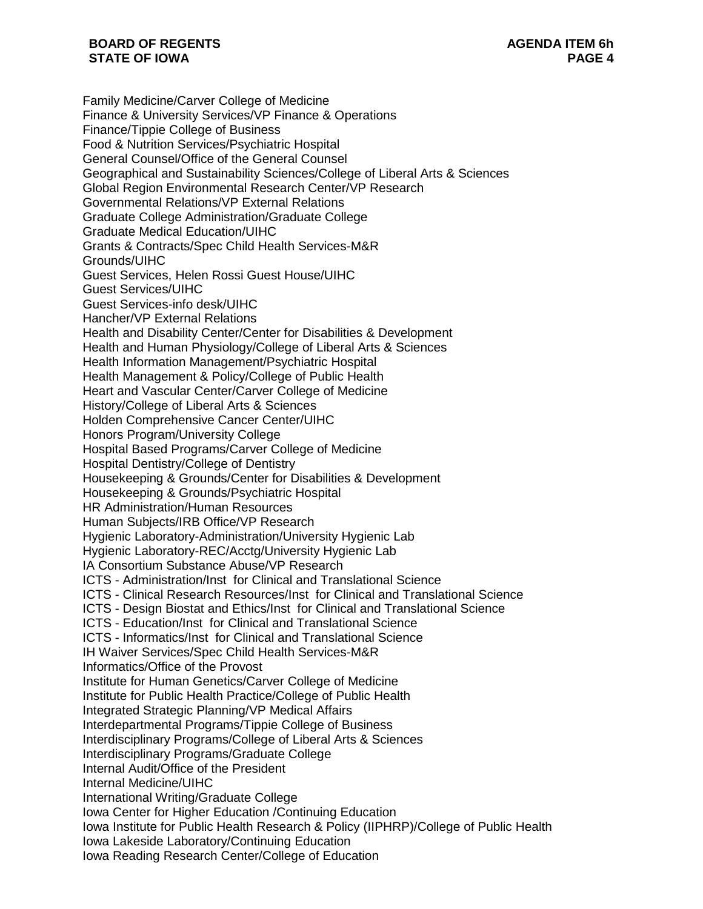Family Medicine/Carver College of Medicine
Finance & University Services/VP Finance & Operations
Finance/Tippie College of Business
Food & Nutrition Services/Psychiatric Hospital
General Counsel/Office of the General Counsel
Geographical and Sustainability Sciences/College of Liberal Arts & Sciences
Global Region Environmental Research Center/VP Research
Governmental Relations/VP External Relations
Graduate College Administration/Graduate College
Graduate Medical Education/UIHC
Grants & Contracts/Spec Child Health Services-M&R
Grounds/UIHC
Guest Services, Helen Rossi Guest House/UIHC
Guest Services/UIHC
Guest Services-info desk/UIHC
Hancher/VP External Relations
Health and Disability Center/Center for Disabilities & Development
Health and Human Physiology/College of Liberal Arts & Sciences
Health Information Management/Psychiatric Hospital
Health Management & Policy/College of Public Health
Heart and Vascular Center/Carver College of Medicine
History/College of Liberal Arts & Sciences
Holden Comprehensive Cancer Center/UIHC
Honors Program/University College
Hospital Based Programs/Carver College of Medicine
Hospital Dentistry/College of Dentistry
Housekeeping & Grounds/Center for Disabilities & Development
Housekeeping & Grounds/Psychiatric Hospital
HR Administration/Human Resources
Human Subjects/IRB Office/VP Research
Hygienic Laboratory-Administration/University Hygienic Lab
Hygienic Laboratory-REC/Acctg/University Hygienic Lab
IA Consortium Substance Abuse/VP Research
ICTS - Administration/Inst for Clinical and Translational Science
ICTS - Clinical Research Resources/Inst for Clinical and Translational Science
ICTS - Design Biostat and Ethics/Inst for Clinical and Translational Science
ICTS - Education/Inst for Clinical and Translational Science
ICTS - Informatics/Inst for Clinical and Translational Science
IH Waiver Services/Spec Child Health Services-M&R
Informatics/Office of the Provost
Institute for Human Genetics/Carver College of Medicine
Institute for Public Health Practice/College of Public Health
Integrated Strategic Planning/VP Medical Affairs
Interdepartmental Programs/Tippie College of Business
Interdisciplinary Programs/College of Liberal Arts & Sciences
Interdisciplinary Programs/Graduate College
Internal Audit/Office of the President
Internal Medicine/UIHC
International Writing/Graduate College
Iowa Center for Higher Education /Continuing Education
Iowa Institute for Public Health Research & Policy (IIPHRP)/College of Public Health
Iowa Lakeside Laboratory/Continuing Education
Iowa Reading Research Center/College of Education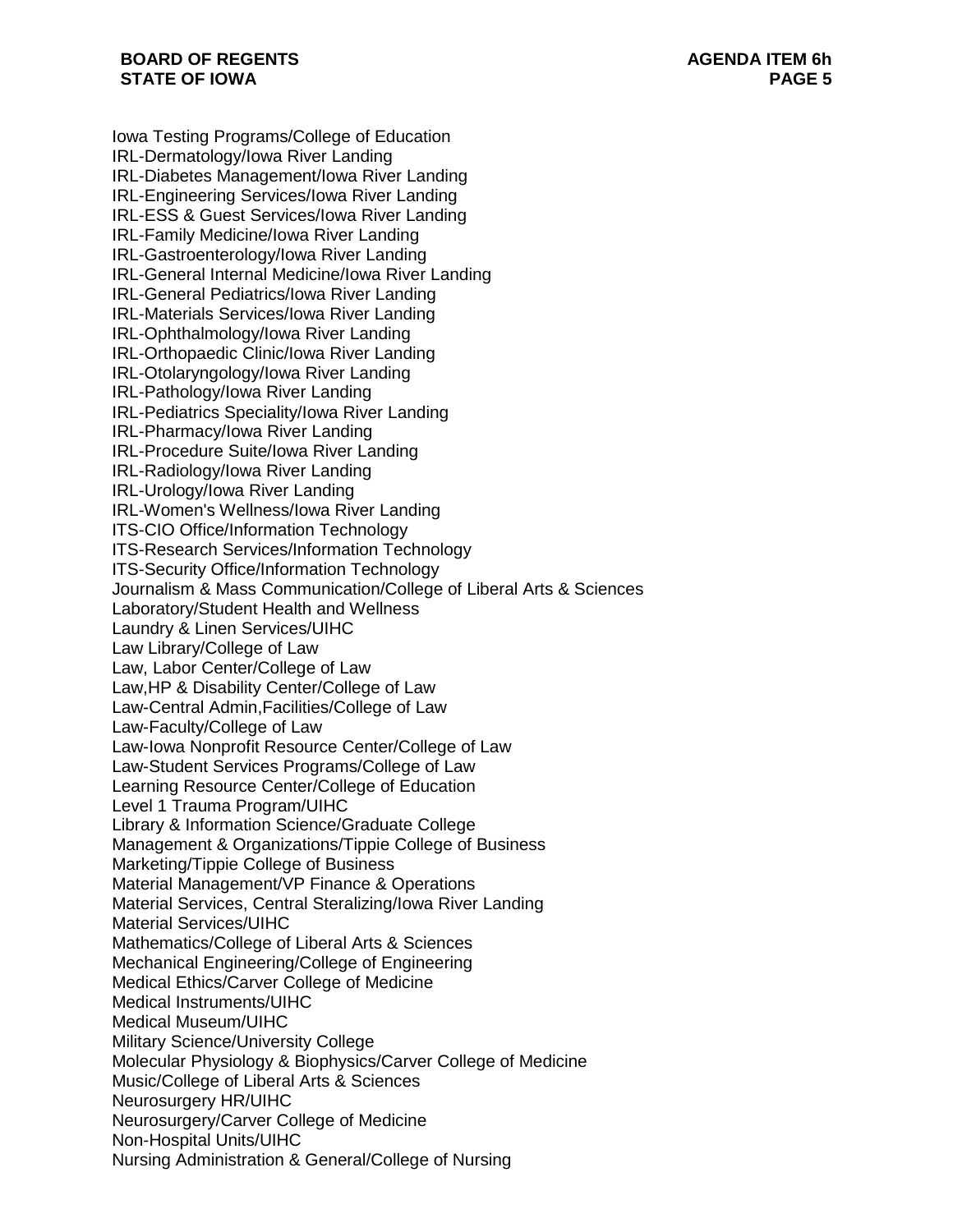Iowa Testing Programs/College of Education
IRL-Dermatology/Iowa River Landing
IRL-Diabetes Management/Iowa River Landing
IRL-Engineering Services/Iowa River Landing
IRL-ESS & Guest Services/Iowa River Landing
IRL-Family Medicine/Iowa River Landing
IRL-Gastroenterology/Iowa River Landing
IRL-General Internal Medicine/Iowa River Landing
IRL-General Pediatrics/Iowa River Landing
IRL-Materials Services/Iowa River Landing
IRL-Ophthalmology/Iowa River Landing
IRL-Orthopaedic Clinic/Iowa River Landing
IRL-Otolaryngology/Iowa River Landing
IRL-Pathology/Iowa River Landing
IRL-Pediatrics Speciality/Iowa River Landing
IRL-Pharmacy/Iowa River Landing
IRL-Procedure Suite/Iowa River Landing
IRL-Radiology/Iowa River Landing
IRL-Urology/Iowa River Landing
IRL-Women's Wellness/Iowa River Landing
ITS-CIO Office/Information Technology
ITS-Research Services/Information Technology
ITS-Security Office/Information Technology
Journalism & Mass Communication/College of Liberal Arts & Sciences
Laboratory/Student Health and Wellness
Laundry & Linen Services/UIHC
Law Library/College of Law
Law, Labor Center/College of Law
Law,HP & Disability Center/College of Law
Law-Central Admin,Facilities/College of Law
Law-Faculty/College of Law
Law-Iowa Nonprofit Resource Center/College of Law
Law-Student Services Programs/College of Law
Learning Resource Center/College of Education
Level 1 Trauma Program/UIHC
Library & Information Science/Graduate College
Management & Organizations/Tippie College of Business
Marketing/Tippie College of Business
Material Management/VP Finance & Operations
Material Services, Central Steralizing/Iowa River Landing
Material Services/UIHC
Mathematics/College of Liberal Arts & Sciences
Mechanical Engineering/College of Engineering
Medical Ethics/Carver College of Medicine
Medical Instruments/UIHC
Medical Museum/UIHC
Military Science/University College
Molecular Physiology & Biophysics/Carver College of Medicine
Music/College of Liberal Arts & Sciences
Neurosurgery HR/UIHC
Neurosurgery/Carver College of Medicine
Non-Hospital Units/UIHC
Nursing Administration & General/College of Nursing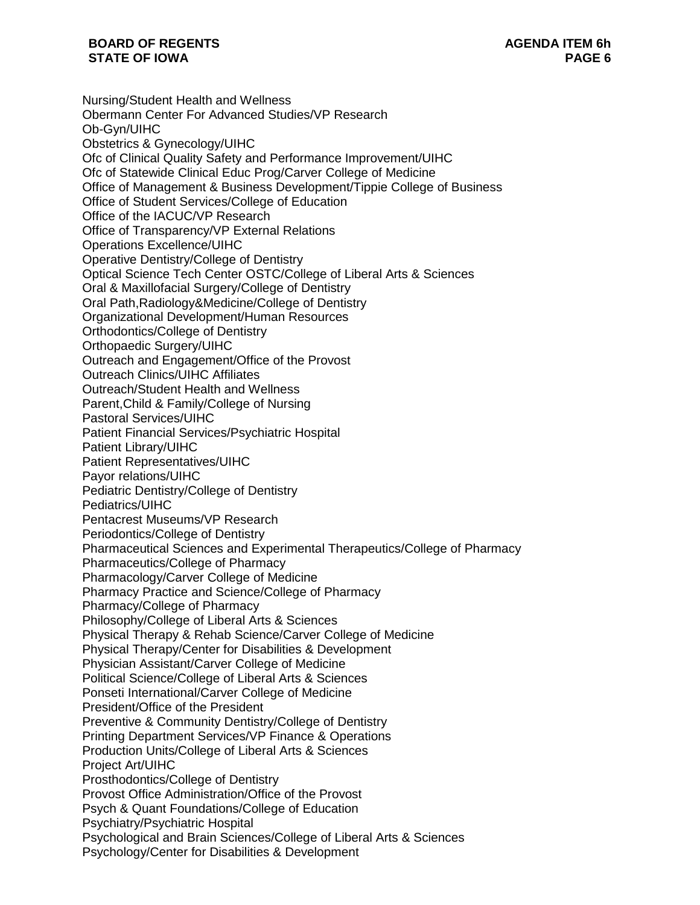Nursing/Student Health and Wellness
Obermann Center For Advanced Studies/VP Research
Ob-Gyn/UIHC
Obstetrics & Gynecology/UIHC
Ofc of Clinical Quality Safety and Performance Improvement/UIHC
Ofc of Statewide Clinical Educ Prog/Carver College of Medicine
Office of Management & Business Development/Tippie College of Business
Office of Student Services/College of Education
Office of the IACUC/VP Research
Office of Transparency/VP External Relations
Operations Excellence/UIHC
Operative Dentistry/College of Dentistry
Optical Science Tech Center OSTC/College of Liberal Arts & Sciences
Oral & Maxillofacial Surgery/College of Dentistry
Oral Path,Radiology&Medicine/College of Dentistry
Organizational Development/Human Resources
Orthodontics/College of Dentistry
Orthopaedic Surgery/UIHC
Outreach and Engagement/Office of the Provost
Outreach Clinics/UIHC Affiliates
Outreach/Student Health and Wellness
Parent,Child & Family/College of Nursing
Pastoral Services/UIHC
Patient Financial Services/Psychiatric Hospital
Patient Library/UIHC
Patient Representatives/UIHC
Payor relations/UIHC
Pediatric Dentistry/College of Dentistry
Pediatrics/UIHC
Pentacrest Museums/VP Research
Periodontics/College of Dentistry
Pharmaceutical Sciences and Experimental Therapeutics/College of Pharmacy
Pharmaceutics/College of Pharmacy
Pharmacology/Carver College of Medicine
Pharmacy Practice and Science/College of Pharmacy
Pharmacy/College of Pharmacy
Philosophy/College of Liberal Arts & Sciences
Physical Therapy & Rehab Science/Carver College of Medicine
Physical Therapy/Center for Disabilities & Development
Physician Assistant/Carver College of Medicine
Political Science/College of Liberal Arts & Sciences
Ponseti International/Carver College of Medicine
President/Office of the President
Preventive & Community Dentistry/College of Dentistry
Printing Department Services/VP Finance & Operations
Production Units/College of Liberal Arts & Sciences
Project Art/UIHC
Prosthodontics/College of Dentistry
Provost Office Administration/Office of the Provost
Psych & Quant Foundations/College of Education
Psychiatry/Psychiatric Hospital
Psychological and Brain Sciences/College of Liberal Arts & Sciences
Psychology/Center for Disabilities & Development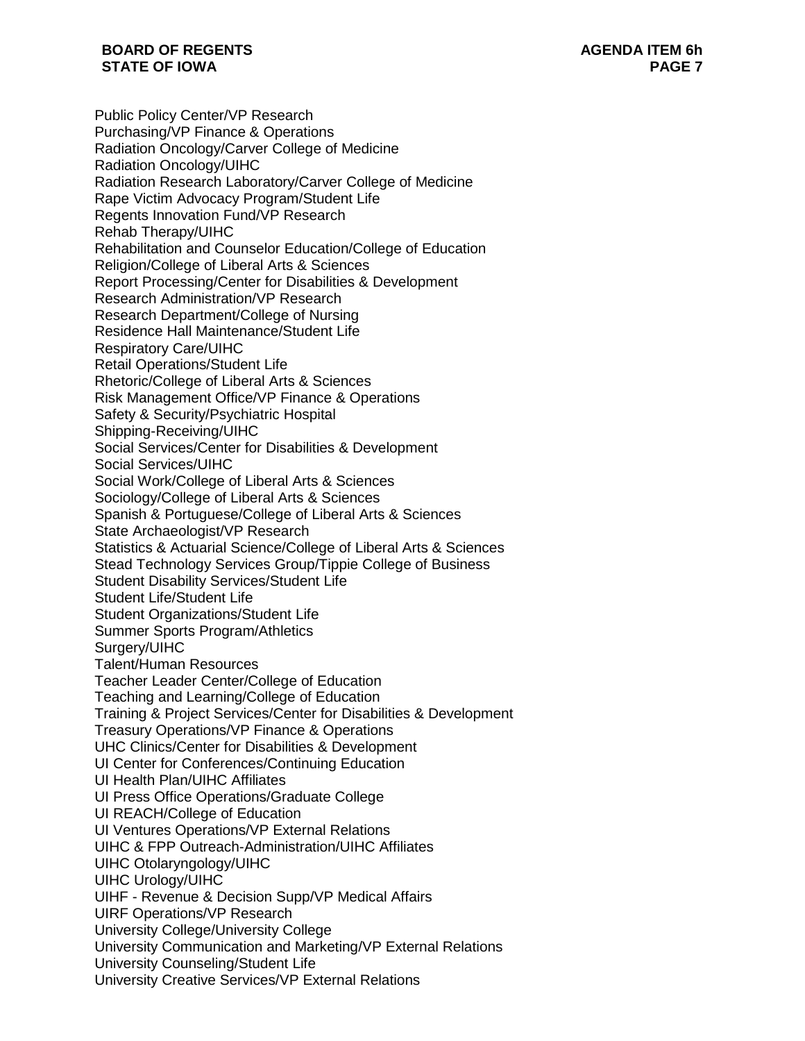Public Policy Center/VP Research
Purchasing/VP Finance & Operations
Radiation Oncology/Carver College of Medicine
Radiation Oncology/UIHC
Radiation Research Laboratory/Carver College of Medicine
Rape Victim Advocacy Program/Student Life
Regents Innovation Fund/VP Research
Rehab Therapy/UIHC
Rehabilitation and Counselor Education/College of Education
Religion/College of Liberal Arts & Sciences
Report Processing/Center for Disabilities & Development
Research Administration/VP Research
Research Department/College of Nursing
Residence Hall Maintenance/Student Life
Respiratory Care/UIHC
Retail Operations/Student Life
Rhetoric/College of Liberal Arts & Sciences
Risk Management Office/VP Finance & Operations
Safety & Security/Psychiatric Hospital
Shipping-Receiving/UIHC
Social Services/Center for Disabilities & Development
Social Services/UIHC
Social Work/College of Liberal Arts & Sciences
Sociology/College of Liberal Arts & Sciences
Spanish & Portuguese/College of Liberal Arts & Sciences
State Archaeologist/VP Research
Statistics & Actuarial Science/College of Liberal Arts & Sciences
Stead Technology Services Group/Tippie College of Business
Student Disability Services/Student Life
Student Life/Student Life
Student Organizations/Student Life
Summer Sports Program/Athletics
Surgery/UIHC
Talent/Human Resources
Teacher Leader Center/College of Education
Teaching and Learning/College of Education
Training & Project Services/Center for Disabilities & Development
Treasury Operations/VP Finance & Operations
UHC Clinics/Center for Disabilities & Development
UI Center for Conferences/Continuing Education
UI Health Plan/UIHC Affiliates
UI Press Office Operations/Graduate College
UI REACH/College of Education
UI Ventures Operations/VP External Relations
UIHC & FPP Outreach-Administration/UIHC Affiliates
UIHC Otolaryngology/UIHC
UIHC Urology/UIHC
UIHF - Revenue & Decision Supp/VP Medical Affairs
UIRF Operations/VP Research
University College/University College
University Communication and Marketing/VP External Relations
University Counseling/Student Life
University Creative Services/VP External Relations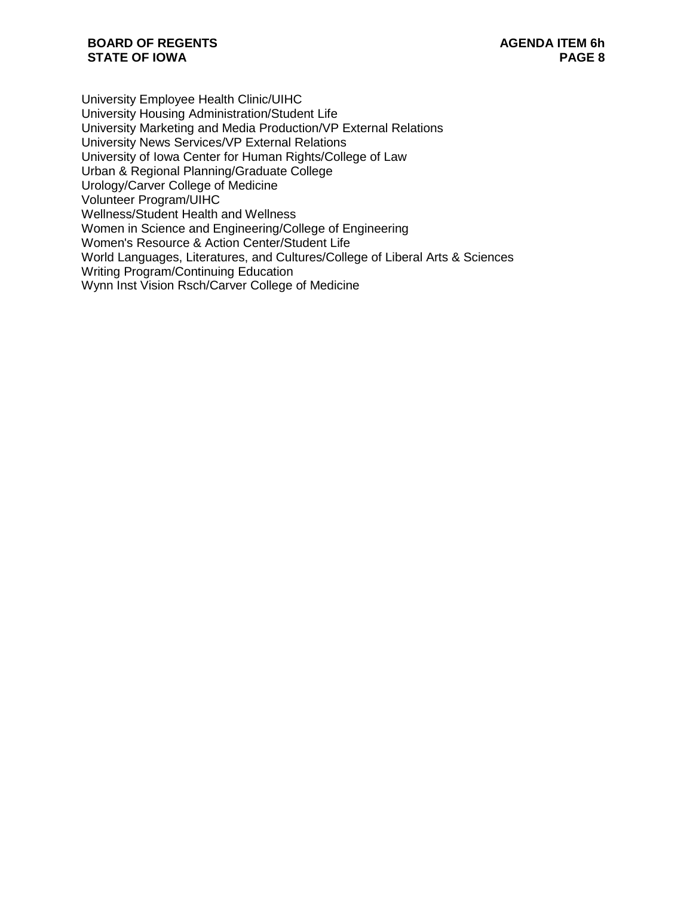University Employee Health Clinic/UIHC
University Housing Administration/Student Life
University Marketing and Media Production/VP External Relations
University News Services/VP External Relations
University of Iowa Center for Human Rights/College of Law
Urban & Regional Planning/Graduate College
Urology/Carver College of Medicine
Volunteer Program/UIHC
Wellness/Student Health and Wellness
Women in Science and Engineering/College of Engineering
Women's Resource & Action Center/Student Life
World Languages, Literatures, and Cultures/College of Liberal Arts & Sciences
Writing Program/Continuing Education
Wynn Inst Vision Rsch/Carver College of Medicine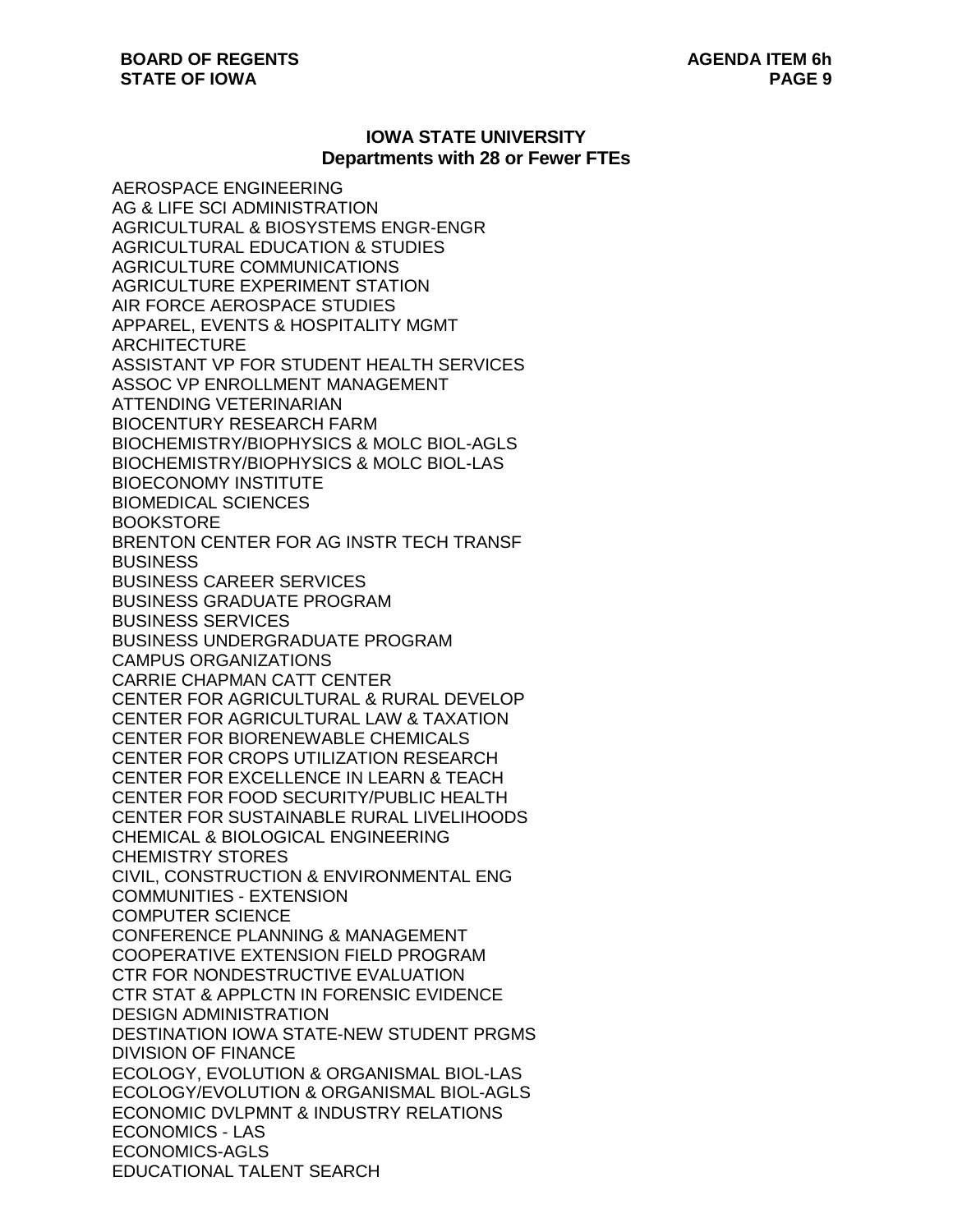## IOWA STATE UNIVERSITY
### Departments with 28 or Fewer FTEs

AEROSPACE ENGINEERING
AG & LIFE SCI ADMINISTRATION
AGRICULTURAL & BIOSYSTEMS ENGR-ENGR
AGRICULTURAL EDUCATION & STUDIES
AGRICULTURE COMMUNICATIONS
AGRICULTURE EXPERIMENT STATION
AIR FORCE AEROSPACE STUDIES
APPAREL, EVENTS & HOSPITALITY MGMT
ARCHITECTURE
ASSISTANT VP FOR STUDENT HEALTH SERVICES
ASSOC VP ENROLLMENT MANAGEMENT
ATTENDING VETERINARIAN
BIOCENTURY RESEARCH FARM
BIOCHEMISTRY/BIOPHYSICS & MOLC BIOL-AGLS
BIOCHEMISTRY/BIOPHYSICS & MOLC BIOL-LAS
BIOECONOMY INSTITUTE
BIOMEDICAL SCIENCES
BOOKSTORE
BRENTON CENTER FOR AG INSTR TECH TRANSF
BUSINESS
BUSINESS CAREER SERVICES
BUSINESS GRADUATE PROGRAM
BUSINESS SERVICES
BUSINESS UNDERGRADUATE PROGRAM
CAMPUS ORGANIZATIONS
CARRIE CHAPMAN CATT CENTER
CENTER FOR AGRICULTURAL & RURAL DEVELOP
CENTER FOR AGRICULTURAL LAW & TAXATION
CENTER FOR BIORENEWABLE CHEMICALS
CENTER FOR CROPS UTILIZATION RESEARCH
CENTER FOR EXCELLENCE IN LEARN & TEACH
CENTER FOR FOOD SECURITY/PUBLIC HEALTH
CENTER FOR SUSTAINABLE RURAL LIVELIHOODS
CHEMICAL & BIOLOGICAL ENGINEERING
CHEMISTRY STORES
CIVIL, CONSTRUCTION & ENVIRONMENTAL ENG
COMMUNITIES - EXTENSION
COMPUTER SCIENCE
CONFERENCE PLANNING & MANAGEMENT
COOPERATIVE EXTENSION FIELD PROGRAM
CTR FOR NONDESTRUCTIVE EVALUATION
CTR STAT & APPLCTN IN FORENSIC EVIDENCE
DESIGN ADMINISTRATION
DESTINATION IOWA STATE-NEW STUDENT PRGMS
DIVISION OF FINANCE
ECOLOGY, EVOLUTION & ORGANISMAL BIOL-LAS
ECOLOGY/EVOLUTION & ORGANISMAL BIOL-AGLS
ECONOMIC DVLPMNT & INDUSTRY RELATIONS
ECONOMICS - LAS
ECONOMICS-AGLS
EDUCATIONAL TALENT SEARCH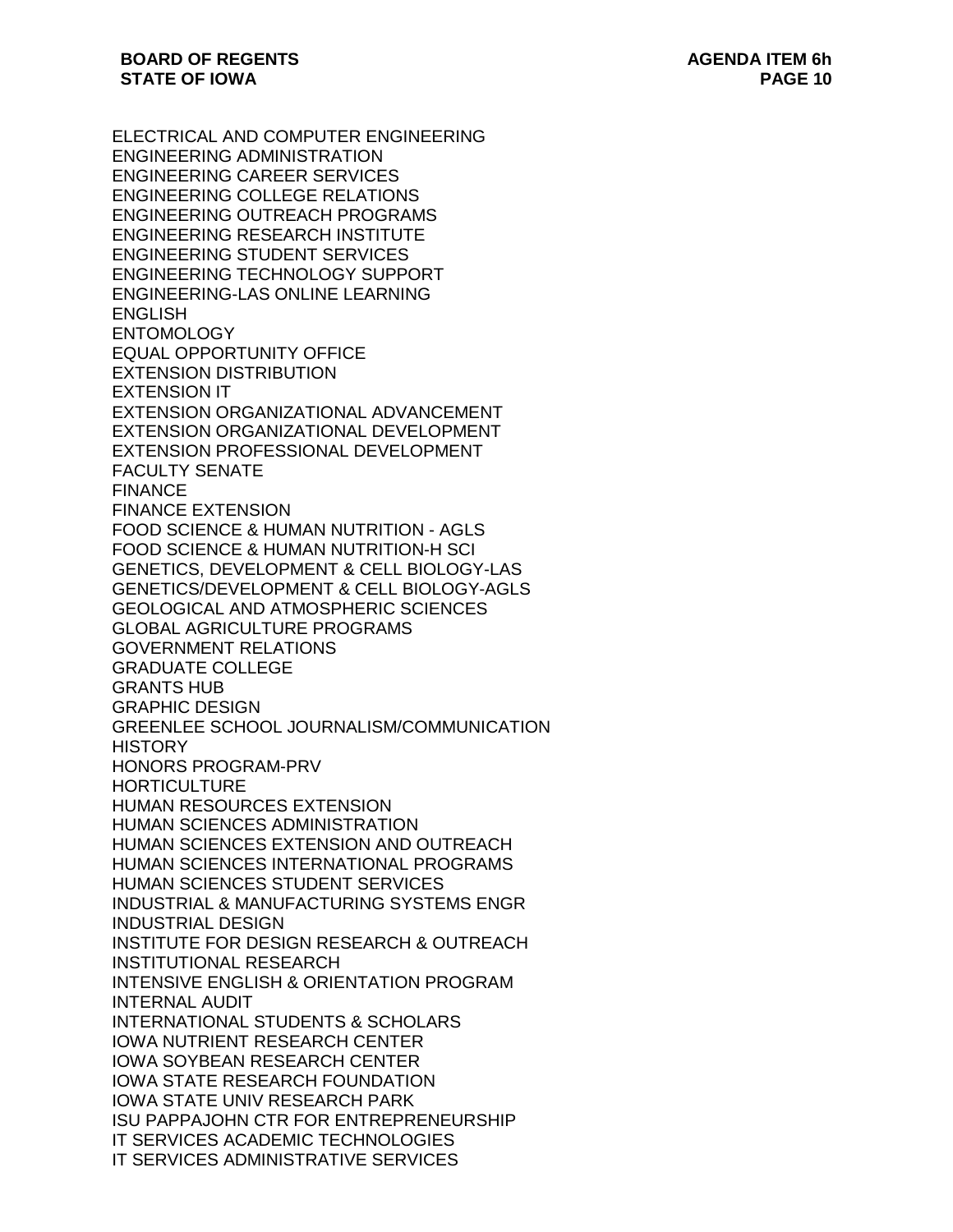ELECTRICAL AND COMPUTER ENGINEERING
ENGINEERING ADMINISTRATION
ENGINEERING CAREER SERVICES
ENGINEERING COLLEGE RELATIONS
ENGINEERING OUTREACH PROGRAMS
ENGINEERING RESEARCH INSTITUTE
ENGINEERING STUDENT SERVICES
ENGINEERING TECHNOLOGY SUPPORT
ENGINEERING-LAS ONLINE LEARNING
ENGLISH
ENTOMOLOGY
EQUAL OPPORTUNITY OFFICE
EXTENSION DISTRIBUTION
EXTENSION IT
EXTENSION ORGANIZATIONAL ADVANCEMENT
EXTENSION ORGANIZATIONAL DEVELOPMENT
EXTENSION PROFESSIONAL DEVELOPMENT
FACULTY SENATE
FINANCE
FINANCE EXTENSION
FOOD SCIENCE & HUMAN NUTRITION - AGLS
FOOD SCIENCE & HUMAN NUTRITION-H SCI
GENETICS, DEVELOPMENT & CELL BIOLOGY-LAS
GENETICS/DEVELOPMENT & CELL BIOLOGY-AGLS
GEOLOGICAL AND ATMOSPHERIC SCIENCES
GLOBAL AGRICULTURE PROGRAMS
GOVERNMENT RELATIONS
GRADUATE COLLEGE
GRANTS HUB
GRAPHIC DESIGN
GREENLEE SCHOOL JOURNALISM/COMMUNICATION
HISTORY
HONORS PROGRAM-PRV
HORTICULTURE
HUMAN RESOURCES EXTENSION
HUMAN SCIENCES ADMINISTRATION
HUMAN SCIENCES EXTENSION AND OUTREACH
HUMAN SCIENCES INTERNATIONAL PROGRAMS
HUMAN SCIENCES STUDENT SERVICES
INDUSTRIAL & MANUFACTURING SYSTEMS ENGR
INDUSTRIAL DESIGN
INSTITUTE FOR DESIGN RESEARCH & OUTREACH
INSTITUTIONAL RESEARCH
INTENSIVE ENGLISH & ORIENTATION PROGRAM
INTERNAL AUDIT
INTERNATIONAL STUDENTS & SCHOLARS
IOWA NUTRIENT RESEARCH CENTER
IOWA SOYBEAN RESEARCH CENTER
IOWA STATE RESEARCH FOUNDATION
IOWA STATE UNIV RESEARCH PARK
ISU PAPPAJOHN CTR FOR ENTREPRENEURSHIP
IT SERVICES ACADEMIC TECHNOLOGIES
IT SERVICES ADMINISTRATIVE SERVICES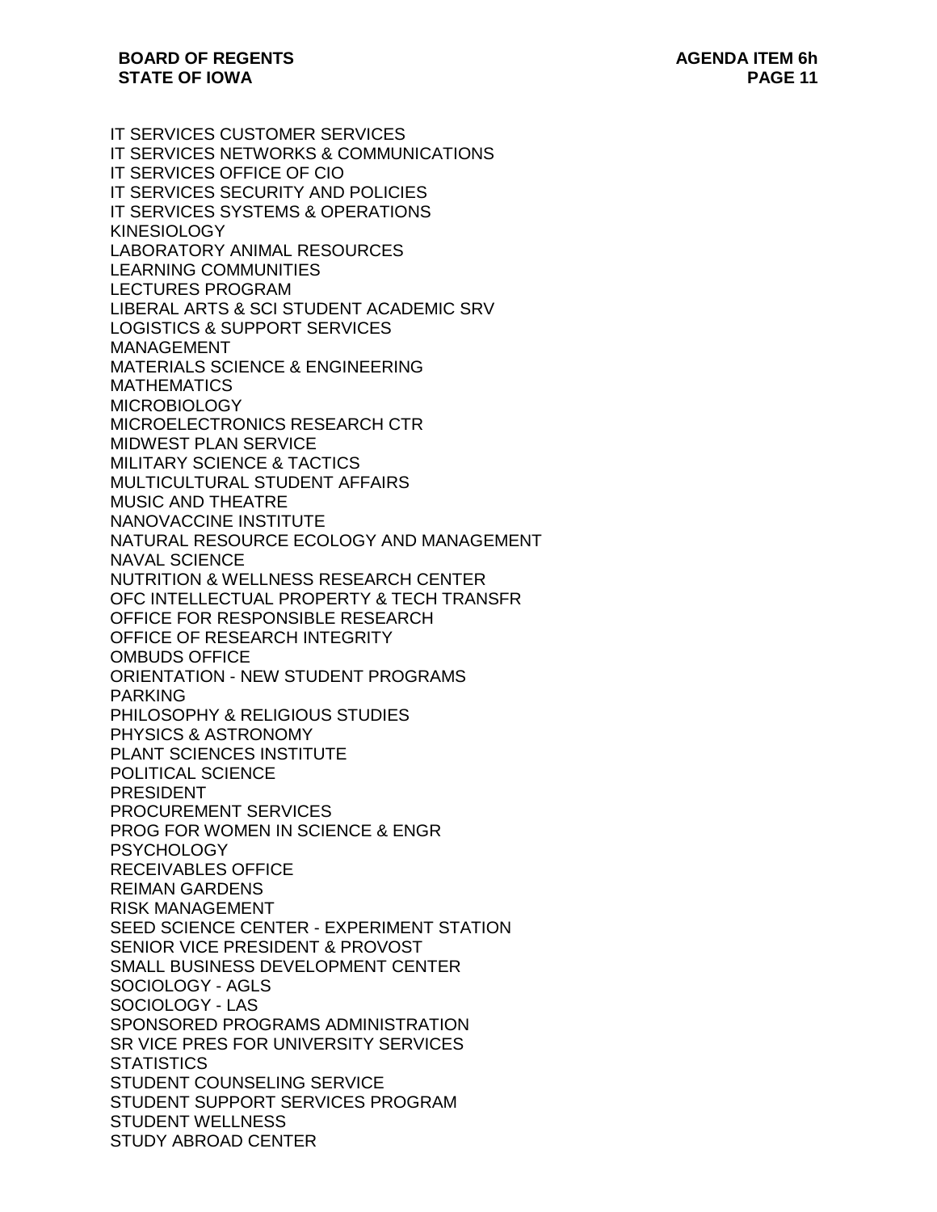IT SERVICES CUSTOMER SERVICES
IT SERVICES NETWORKS & COMMUNICATIONS
IT SERVICES OFFICE OF CIO
IT SERVICES SECURITY AND POLICIES
IT SERVICES SYSTEMS & OPERATIONS
KINESIOLOGY
LABORATORY ANIMAL RESOURCES
LEARNING COMMUNITIES
LECTURES PROGRAM
LIBERAL ARTS & SCI STUDENT ACADEMIC SRV
LOGISTICS & SUPPORT SERVICES
MANAGEMENT
MATERIALS SCIENCE & ENGINEERING
MATHEMATICS
MICROBIOLOGY
MICROELECTRONICS RESEARCH CTR
MIDWEST PLAN SERVICE
MILITARY SCIENCE & TACTICS
MULTICULTURAL STUDENT AFFAIRS
MUSIC AND THEATRE
NANOVACCINE INSTITUTE
NATURAL RESOURCE ECOLOGY AND MANAGEMENT
NAVAL SCIENCE
NUTRITION & WELLNESS RESEARCH CENTER
OFC INTELLECTUAL PROPERTY & TECH TRANSFR
OFFICE FOR RESPONSIBLE RESEARCH
OFFICE OF RESEARCH INTEGRITY
OMBUDS OFFICE
ORIENTATION - NEW STUDENT PROGRAMS
PARKING
PHILOSOPHY & RELIGIOUS STUDIES
PHYSICS & ASTRONOMY
PLANT SCIENCES INSTITUTE
POLITICAL SCIENCE
PRESIDENT
PROCUREMENT SERVICES
PROG FOR WOMEN IN SCIENCE & ENGR
PSYCHOLOGY
RECEIVABLES OFFICE
REIMAN GARDENS
RISK MANAGEMENT
SEED SCIENCE CENTER - EXPERIMENT STATION
SENIOR VICE PRESIDENT & PROVOST
SMALL BUSINESS DEVELOPMENT CENTER
SOCIOLOGY - AGLS
SOCIOLOGY - LAS
SPONSORED PROGRAMS ADMINISTRATION
SR VICE PRES FOR UNIVERSITY SERVICES
STATISTICS
STUDENT COUNSELING SERVICE
STUDENT SUPPORT SERVICES PROGRAM
STUDENT WELLNESS
STUDY ABROAD CENTER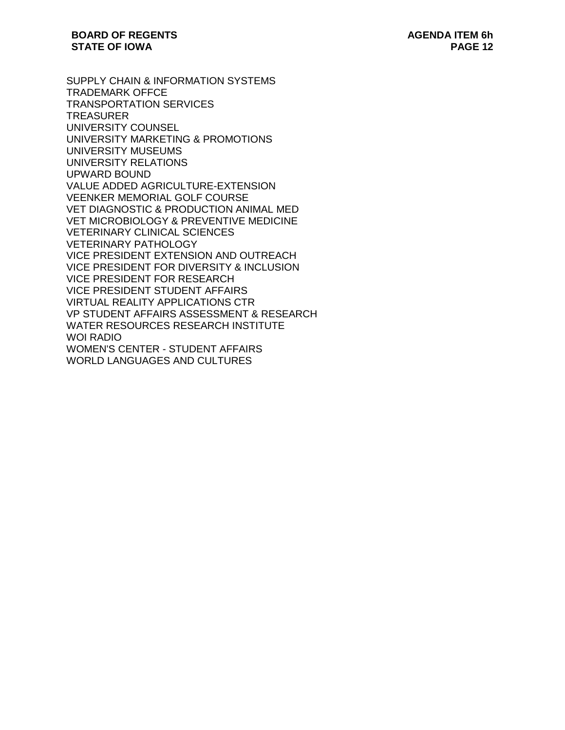SUPPLY CHAIN & INFORMATION SYSTEMS
TRADEMARK OFFCE
TRANSPORTATION SERVICES
TREASURER
UNIVERSITY COUNSEL
UNIVERSITY MARKETING & PROMOTIONS
UNIVERSITY MUSEUMS
UNIVERSITY RELATIONS
UPWARD BOUND
VALUE ADDED AGRICULTURE-EXTENSION
VEENKER MEMORIAL GOLF COURSE
VET DIAGNOSTIC & PRODUCTION ANIMAL MED
VET MICROBIOLOGY & PREVENTIVE MEDICINE
VETERINARY CLINICAL SCIENCES
VETERINARY PATHOLOGY
VICE PRESIDENT EXTENSION AND OUTREACH
VICE PRESIDENT FOR DIVERSITY & INCLUSION
VICE PRESIDENT FOR RESEARCH
VICE PRESIDENT STUDENT AFFAIRS
VIRTUAL REALITY APPLICATIONS CTR
VP STUDENT AFFAIRS ASSESSMENT & RESEARCH
WATER RESOURCES RESEARCH INSTITUTE
WOI RADIO
WOMEN'S CENTER - STUDENT AFFAIRS
WORLD LANGUAGES AND CULTURES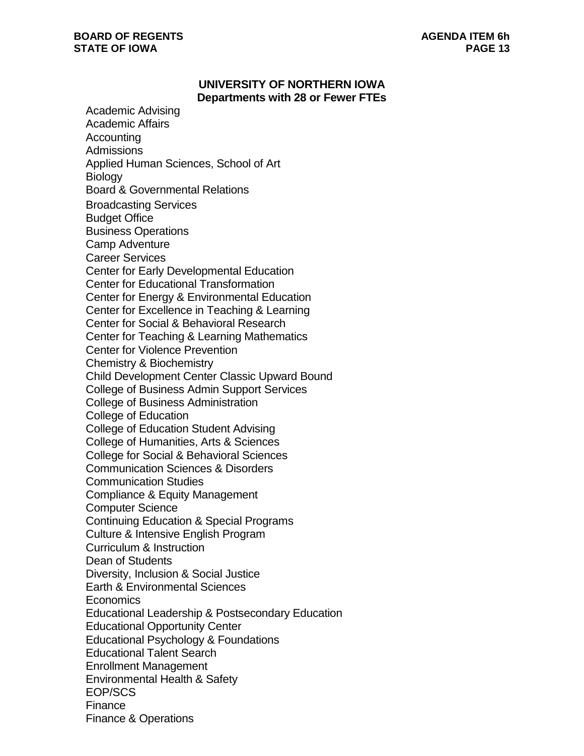## UNIVERSITY OF NORTHERN IOWA
### Departments with 28 or Fewer FTEs

Academic Advising
Academic Affairs
Accounting
Admissions
Applied Human Sciences, School of Art
Biology
Board & Governmental Relations
Broadcasting Services
Budget Office
Business Operations
Camp Adventure
Career Services
Center for Early Developmental Education
Center for Educational Transformation
Center for Energy & Environmental Education
Center for Excellence in Teaching & Learning
Center for Social & Behavioral Research
Center for Teaching & Learning Mathematics
Center for Violence Prevention
Chemistry & Biochemistry
Child Development Center Classic Upward Bound
College of Business Admin Support Services
College of Business Administration
College of Education
College of Education Student Advising
College of Humanities, Arts & Sciences
College for Social & Behavioral Sciences
Communication Sciences & Disorders
Communication Studies
Compliance & Equity Management
Computer Science
Continuing Education & Special Programs
Culture & Intensive English Program
Curriculum & Instruction
Dean of Students
Diversity, Inclusion & Social Justice
Earth & Environmental Sciences
Economics
Educational Leadership & Postsecondary Education
Educational Opportunity Center
Educational Psychology & Foundations
Educational Talent Search
Enrollment Management
Environmental Health & Safety
EOP/SCS
Finance
Finance & Operations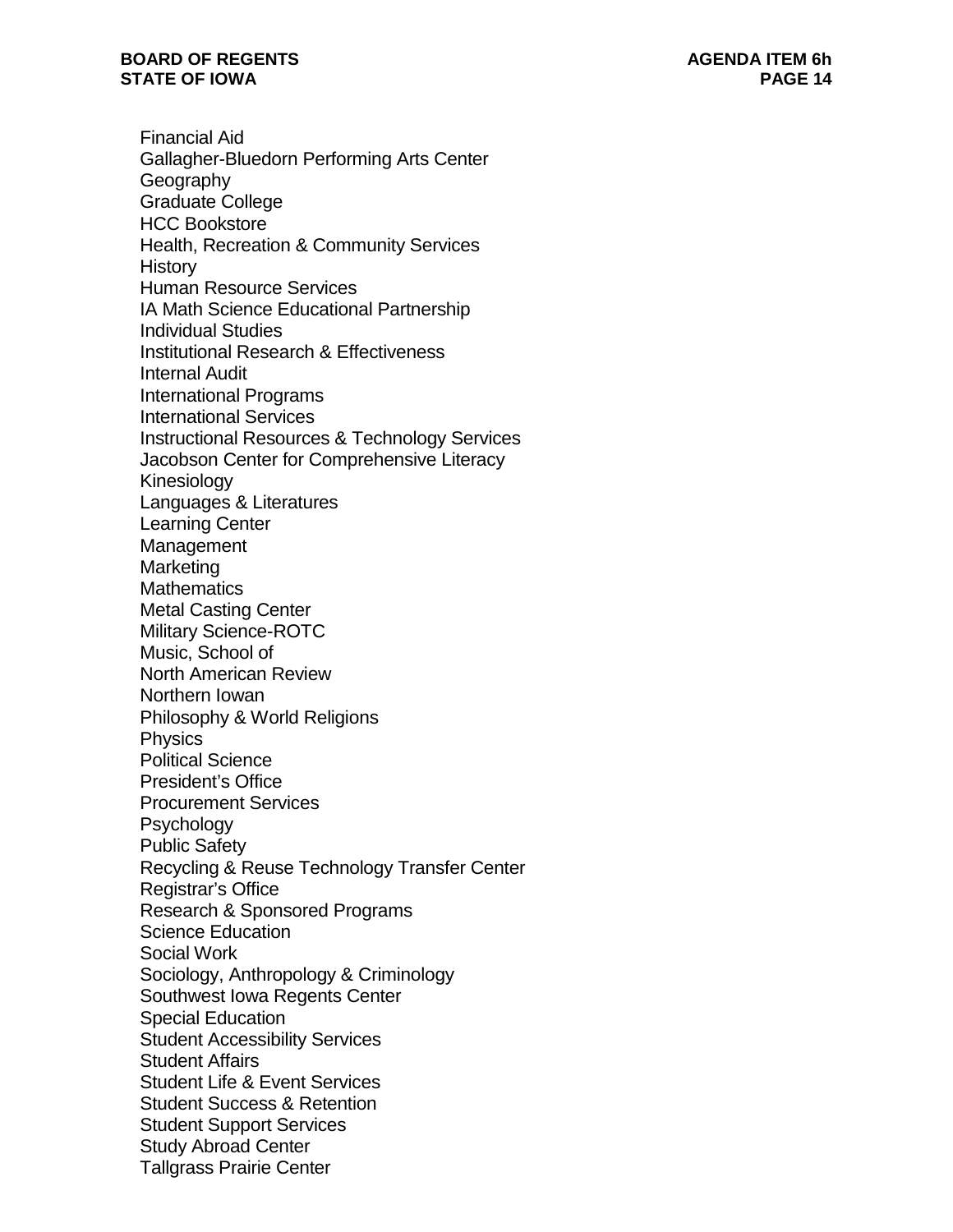Financial Aid
Gallagher-Bluedorn Performing Arts Center
Geography
Graduate College
HCC Bookstore
Health, Recreation & Community Services
History
Human Resource Services
IA Math Science Educational Partnership
Individual Studies
Institutional Research & Effectiveness
Internal Audit
International Programs
International Services
Instructional Resources & Technology Services
Jacobson Center for Comprehensive Literacy
Kinesiology
Languages & Literatures
Learning Center
Management
Marketing
Mathematics
Metal Casting Center
Military Science-ROTC
Music, School of
North American Review
Northern Iowan
Philosophy & World Religions
Physics
Political Science
President's Office
Procurement Services
Psychology
Public Safety
Recycling & Reuse Technology Transfer Center
Registrar's Office
Research & Sponsored Programs
Science Education
Social Work
Sociology, Anthropology & Criminology
Southwest Iowa Regents Center
Special Education
Student Accessibility Services
Student Affairs
Student Life & Event Services
Student Success & Retention
Student Support Services
Study Abroad Center
Tallgrass Prairie Center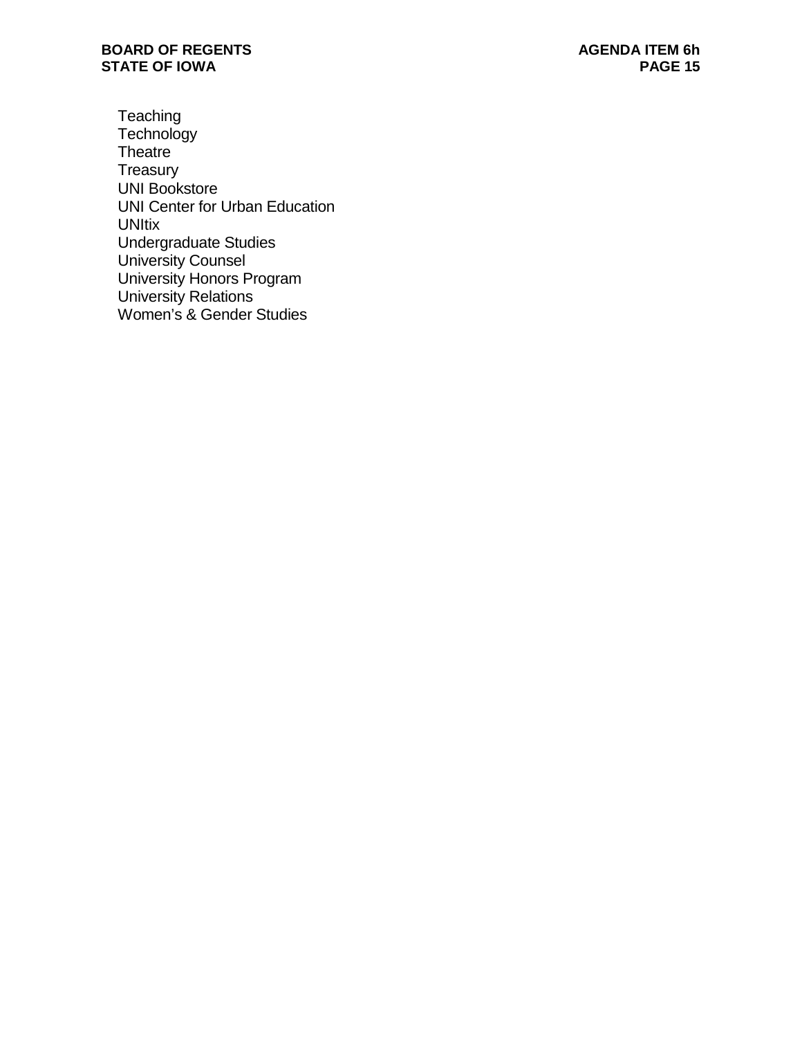Teaching
Technology
Theatre
Treasury
UNI Bookstore
UNI Center for Urban Education
UNItix
Undergraduate Studies
University Counsel
University Honors Program
University Relations
Women's & Gender Studies